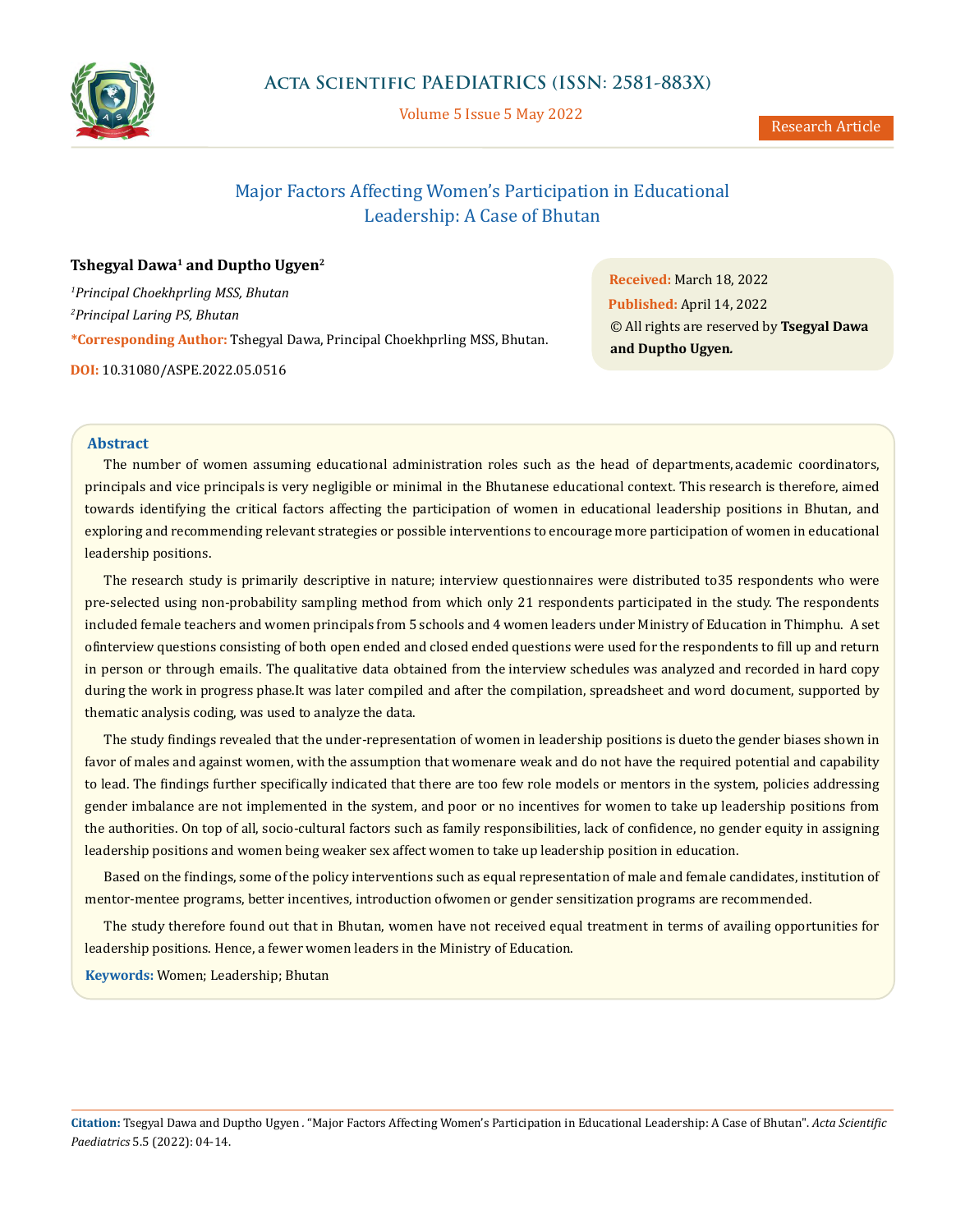# Major Factors Affecting Women's Participation in Educational Leadership: A Case of Bhutan

**Tshegyal Dawa[1] and Duptho Ugyen[2]**

[1]*Principal Choekhprling MSS, Bhutan*

[2]*Principal Laring PS, Bhutan*

**\*Corresponding Author:** Tshegyal Dawa, Principal Choekhprling MSS, Bhutan.

**DOI:** 10.31080/ASPE.2022.05.0516

**Received:** March 18, 2022

**Published:** April 14, 2022

© All rights are reserved by **Tsegyal Dawa and Duptho Ugyen.**

## Abstract

The number of women assuming educational administration roles such as the head of departments, academic coordinators, principals and vice principals is very negligible or minimal in the Bhutanese educational context. This research is therefore, aimed towards identifying the critical factors affecting the participation of women in educational leadership positions in Bhutan, and exploring and recommending relevant strategies or possible interventions to encourage more participation of women in educational leadership positions.

The research study is primarily descriptive in nature; interview questionnaires were distributed to35 respondents who were pre-selected using non-probability sampling method from which only 21 respondents participated in the study. The respondents included female teachers and women principals from 5 schools and 4 women leaders under Ministry of Education in Thimphu. A set ofinterview questions consisting of both open ended and closed ended questions were used for the respondents to fill up and return in person or through emails. The qualitative data obtained from the interview schedules was analyzed and recorded in hard copy during the work in progress phase.It was later compiled and after the compilation, spreadsheet and word document, supported by thematic analysis coding, was used to analyze the data.

The study findings revealed that the under-representation of women in leadership positions is dueto the gender biases shown in favor of males and against women, with the assumption that womenare weak and do not have the required potential and capability to lead. The findings further specifically indicated that there are too few role models or mentors in the system, policies addressing gender imbalance are not implemented in the system, and poor or no incentives for women to take up leadership positions from the authorities. On top of all, socio-cultural factors such as family responsibilities, lack of confidence, no gender equity in assigning leadership positions and women being weaker sex affect women to take up leadership position in education.

Based on the findings, some of the policy interventions such as equal representation of male and female candidates, institution of mentor-mentee programs, better incentives, introduction ofwomen or gender sensitization programs are recommended.

The study therefore found out that in Bhutan, women have not received equal treatment in terms of availing opportunities for leadership positions. Hence, a fewer women leaders in the Ministry of Education.

**Keywords:** Women; Leadership; Bhutan

**Citation:** Tsegyal Dawa and Duptho Ugyen . "Major Factors Affecting Women's Participation in Educational Leadership: A Case of Bhutan". *Acta Scientific Paediatrics* 5.5 (2022): 04-14.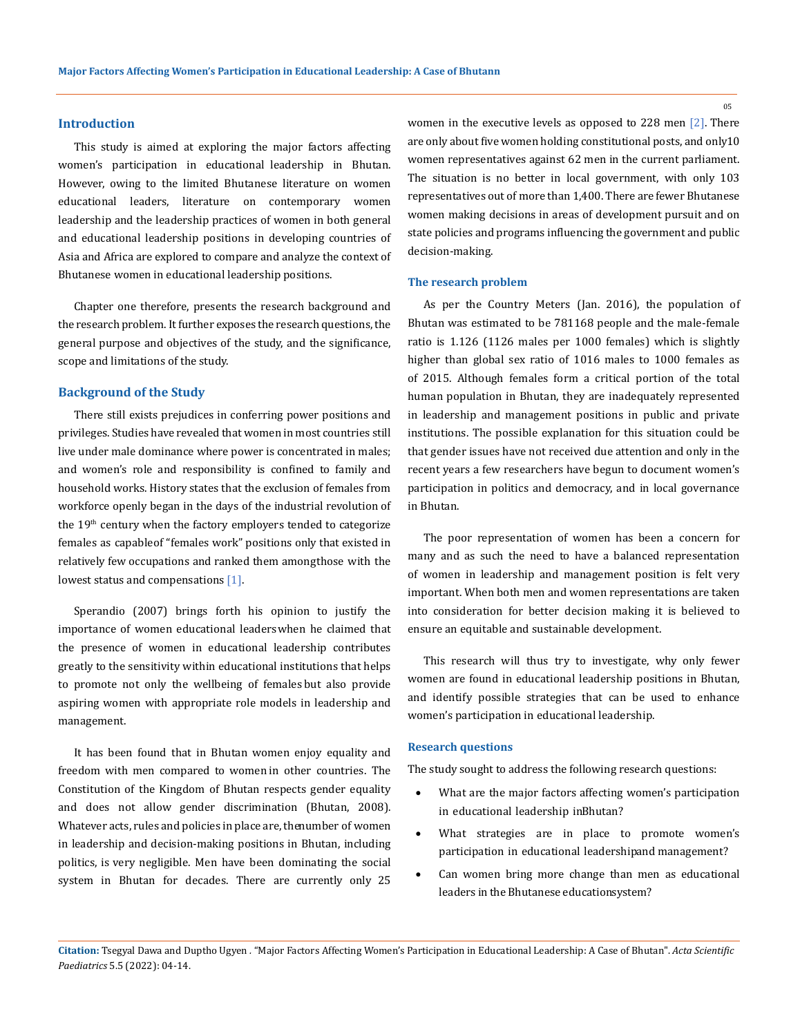## Introduction

This study is aimed at exploring the major factors affecting women's participation in educational leadership in Bhutan. However, owing to the limited Bhutanese literature on women educational leaders, literature on contemporary women leadership and the leadership practices of women in both general and educational leadership positions in developing countries of Asia and Africa are explored to compare and analyze the context of Bhutanese women in educational leadership positions.

Chapter one therefore, presents the research background and the research problem. It further exposes the research questions, the general purpose and objectives of the study, and the significance, scope and limitations of the study.

## Background of the Study

There still exists prejudices in conferring power positions and privileges. Studies have revealed that women in most countries still live under male dominance where power is concentrated in males; and women's role and responsibility is confined to family and household works. History states that the exclusion of females from workforce openly began in the days of the industrial revolution of the $19^{th}$ century when the factory employers tended to categorize females as capableof "females work" positions only that existed in relatively few occupations and ranked them amongthose with the lowest status and compensations [1].

Sperandio (2007) brings forth his opinion to justify the importance of women educational leaders when he claimed that the presence of women in educational leadership contributes greatly to the sensitivity within educational institutions that helps to promote not only the wellbeing of females but also provide aspiring women with appropriate role models in leadership and management.

It has been found that in Bhutan women enjoy equality and freedom with men compared to women in other countries. The Constitution of the Kingdom of Bhutan respects gender equality and does not allow gender discrimination (Bhutan, 2008). Whatever acts, rules and policies in place are, thenumber of women in leadership and decision-making positions in Bhutan, including politics, is very negligible. Men have been dominating the social system in Bhutan for decades. There are currently only 25 women in the executive levels as opposed to 228 men [2]. There are only about five women holding constitutional posts, and only10 women representatives against 62 men in the current parliament. The situation is no better in local government, with only 103 representatives out of more than 1,400. There are fewer Bhutanese women making decisions in areas of development pursuit and on state policies and programs influencing the government and public decision-making.

## The research problem

As per the Country Meters (Jan. 2016), the population of Bhutan was estimated to be 781168 people and the male-female ratio is 1.126 (1126 males per 1000 females) which is slightly higher than global sex ratio of 1016 males to 1000 females as of 2015. Although females form a critical portion of the total human population in Bhutan, they are inadequately represented in leadership and management positions in public and private institutions. The possible explanation for this situation could be that gender issues have not received due attention and only in the recent years a few researchers have begun to document women's participation in politics and democracy, and in local governance in Bhutan.

The poor representation of women has been a concern for many and as such the need to have a balanced representation of women in leadership and management position is felt very important. When both men and women representations are taken into consideration for better decision making it is believed to ensure an equitable and sustainable development.

This research will thus try to investigate, why only fewer women are found in educational leadership positions in Bhutan, and identify possible strategies that can be used to enhance women's participation in educational leadership.

## Research questions

The study sought to address the following research questions:

- What are the major factors affecting women's participation in educational leadership inBhutan?
- What strategies are in place to promote women's participation in educational leadershipand management?
- Can women bring more change than men as educational leaders in the Bhutanese educationsystem?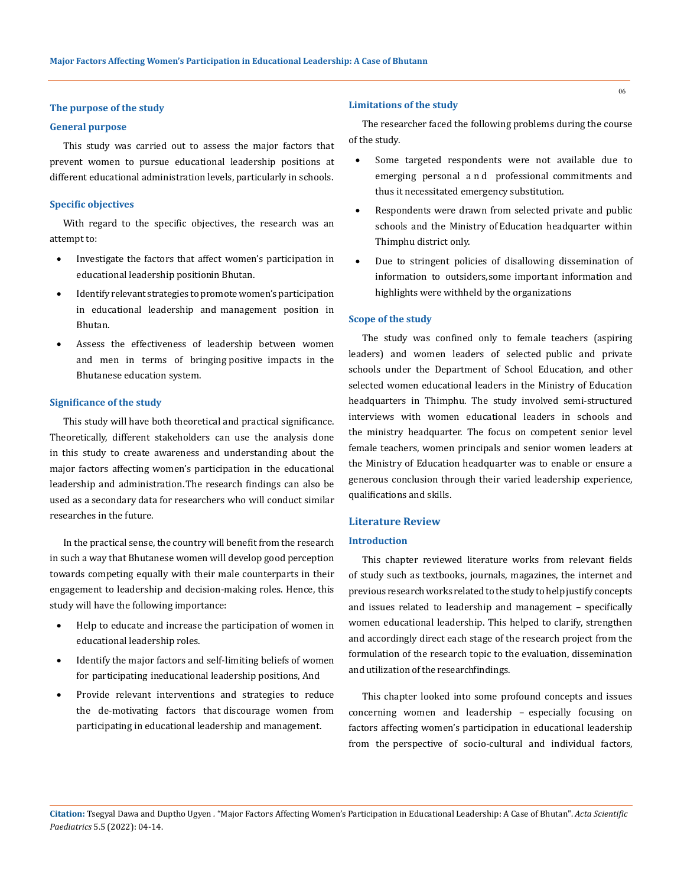### The purpose of the study

#### General purpose

This study was carried out to assess the major factors that prevent women to pursue educational leadership positions at different educational administration levels, particularly in schools.

#### Specific objectives

With regard to the specific objectives, the research was an attempt to:

- Investigate the factors that affect women's participation in educational leadership positionin Bhutan.
- Identify relevant strategies to promote women's participation in educational leadership and management position in Bhutan.
- Assess the effectiveness of leadership between women and men in terms of bringing positive impacts in the Bhutanese education system.

### Significance of the study

This study will have both theoretical and practical significance. Theoretically, different stakeholders can use the analysis done in this study to create awareness and understanding about the major factors affecting women's participation in the educational leadership and administration.The research findings can also be used as a secondary data for researchers who will conduct similar researches in the future.

In the practical sense, the country will benefit from the research in such a way that Bhutanese women will develop good perception towards competing equally with their male counterparts in their engagement to leadership and decision-making roles. Hence, this study will have the following importance:

- Help to educate and increase the participation of women in educational leadership roles.
- Identify the major factors and self-limiting beliefs of women for participating ineducational leadership positions, And
- Provide relevant interventions and strategies to reduce the de-motivating factors that discourage women from participating in educational leadership and management.

### Limitations of the study

The researcher faced the following problems during the course of the study.

- Some targeted respondents were not available due to emerging personal and professional commitments and thus it necessitated emergency substitution.
- Respondents were drawn from selected private and public schools and the Ministry of Education headquarter within Thimphu district only.
- Due to stringent policies of disallowing dissemination of information to outsiders,some important information and highlights were withheld by the organizations

### Scope of the study

The study was confined only to female teachers (aspiring leaders) and women leaders of selected public and private schools under the Department of School Education, and other selected women educational leaders in the Ministry of Education headquarters in Thimphu. The study involved semi-structured interviews with women educational leaders in schools and the ministry headquarter. The focus on competent senior level female teachers, women principals and senior women leaders at the Ministry of Education headquarter was to enable or ensure a generous conclusion through their varied leadership experience, qualifications and skills.

## Literature Review

### Introduction

This chapter reviewed literature works from relevant fields of study such as textbooks, journals, magazines, the internet and previous research works related to the study to help justify concepts and issues related to leadership and management – specifically women educational leadership. This helped to clarify, strengthen and accordingly direct each stage of the research project from the formulation of the research topic to the evaluation, dissemination and utilization of the researchfindings.

This chapter looked into some profound concepts and issues concerning women and leadership – especially focusing on factors affecting women's participation in educational leadership from the perspective of socio-cultural and individual factors,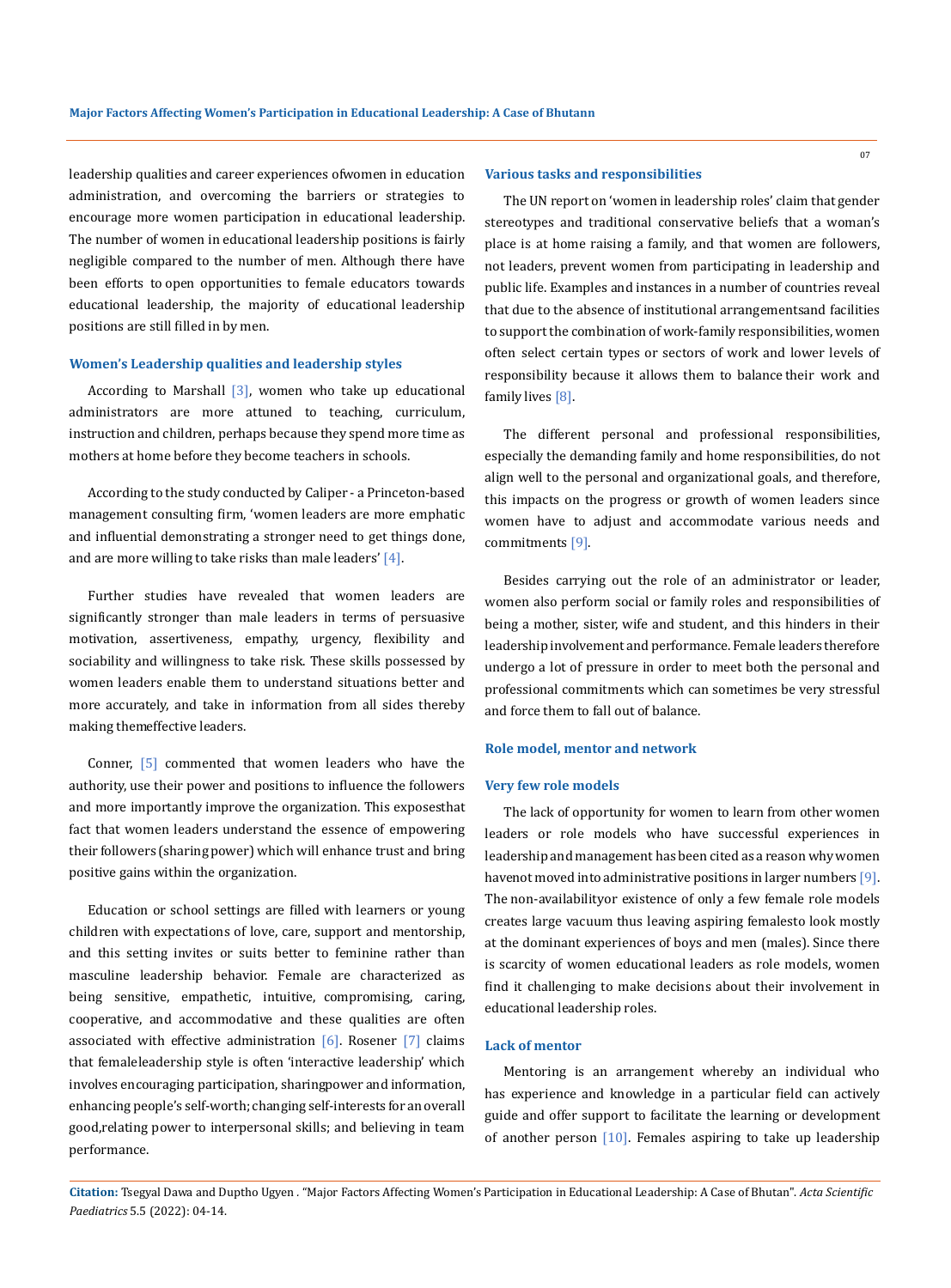leadership qualities and career experiences ofwomen in education administration, and overcoming the barriers or strategies to encourage more women participation in educational leadership. The number of women in educational leadership positions is fairly negligible compared to the number of men. Although there have been efforts to open opportunities to female educators towards educational leadership, the majority of educational leadership positions are still filled in by men.

### Women's Leadership qualities and leadership styles

According to Marshall [3], women who take up educational administrators are more attuned to teaching, curriculum, instruction and children, perhaps because they spend more time as mothers at home before they become teachers in schools.

According to the study conducted by Caliper - a Princeton-based management consulting firm, 'women leaders are more emphatic and influential demonstrating a stronger need to get things done, and are more willing to take risks than male leaders' [4].

Further studies have revealed that women leaders are significantly stronger than male leaders in terms of persuasive motivation, assertiveness, empathy, urgency, flexibility and sociability and willingness to take risk. These skills possessed by women leaders enable them to understand situations better and more accurately, and take in information from all sides thereby making themeffective leaders.

Conner, [5] commented that women leaders who have the authority, use their power and positions to influence the followers and more importantly improve the organization. This exposesthat fact that women leaders understand the essence of empowering their followers (sharing power) which will enhance trust and bring positive gains within the organization.

Education or school settings are filled with learners or young children with expectations of love, care, support and mentorship, and this setting invites or suits better to feminine rather than masculine leadership behavior. Female are characterized as being sensitive, empathetic, intuitive, compromising, caring, cooperative, and accommodative and these qualities are often associated with effective administration [6]. Rosener [7] claims that femaleleadership style is often 'interactive leadership' which involves encouraging participation, sharingpower and information, enhancing people's self-worth; changing self-interests for an overall good,relating power to interpersonal skills; and believing in team performance.

### Various tasks and responsibilities

The UN report on 'women in leadership roles' claim that gender stereotypes and traditional conservative beliefs that a woman's place is at home raising a family, and that women are followers, not leaders, prevent women from participating in leadership and public life. Examples and instances in a number of countries reveal that due to the absence of institutional arrangementsand facilities to support the combination of work-family responsibilities, women often select certain types or sectors of work and lower levels of responsibility because it allows them to balance their work and family lives [8].

The different personal and professional responsibilities, especially the demanding family and home responsibilities, do not align well to the personal and organizational goals, and therefore, this impacts on the progress or growth of women leaders since women have to adjust and accommodate various needs and commitments [9].

Besides carrying out the role of an administrator or leader, women also perform social or family roles and responsibilities of being a mother, sister, wife and student, and this hinders in their leadership involvement and performance. Female leaders therefore undergo a lot of pressure in order to meet both the personal and professional commitments which can sometimes be very stressful and force them to fall out of balance.

### Role model, mentor and network

### Very few role models

The lack of opportunity for women to learn from other women leaders or role models who have successful experiences in leadership and management has been cited as a reason why women havenot moved into administrative positions in larger numbers [9]. The non-availabilityor existence of only a few female role models creates large vacuum thus leaving aspiring femalesto look mostly at the dominant experiences of boys and men (males). Since there is scarcity of women educational leaders as role models, women find it challenging to make decisions about their involvement in educational leadership roles.

### Lack of mentor

Mentoring is an arrangement whereby an individual who has experience and knowledge in a particular field can actively guide and offer support to facilitate the learning or development of another person [10]. Females aspiring to take up leadership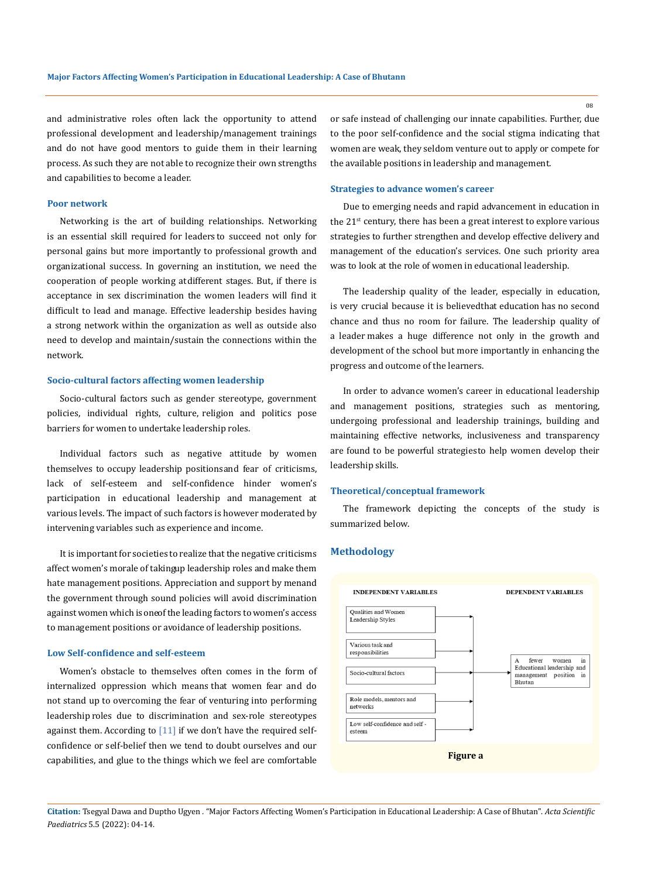and administrative roles often lack the opportunity to attend professional development and leadership/management trainings and do not have good mentors to guide them in their learning process. As such they are not able to recognize their own strengths and capabilities to become a leader.

### Poor network

Networking is the art of building relationships. Networking is an essential skill required for leaders to succeed not only for personal gains but more importantly to professional growth and organizational success. In governing an institution, we need the cooperation of people working at different stages. But, if there is acceptance in sex discrimination the women leaders will find it difficult to lead and manage. Effective leadership besides having a strong network within the organization as well as outside also need to develop and maintain/sustain the connections within the network.

### Socio-cultural factors affecting women leadership

Socio-cultural factors such as gender stereotype, government policies, individual rights, culture, religion and politics pose barriers for women to undertake leadership roles.

Individual factors such as negative attitude by women themselves to occupy leadership positions and fear of criticisms, lack of self-esteem and self-confidence hinder women's participation in educational leadership and management at various levels. The impact of such factors is however moderated by intervening variables such as experience and income.

It is important for societies to realize that the negative criticisms affect women's morale of taking up leadership roles and make them hate management positions. Appreciation and support by men and the government through sound policies will avoid discrimination against women which is one of the leading factors to women's access to management positions or avoidance of leadership positions.

### Low Self-confidence and self-esteem

Women's obstacle to themselves often comes in the form of internalized oppression which means that women fear and do not stand up to overcoming the fear of venturing into performing leadership roles due to discrimination and sex-role stereotypes against them. According to [11] if we don't have the required self-confidence or self-belief then we tend to doubt ourselves and our capabilities, and glue to the things which we feel are comfortable or safe instead of challenging our innate capabilities. Further, due to the poor self-confidence and the social stigma indicating that women are weak, they seldom venture out to apply or compete for the available positions in leadership and management.

### Strategies to advance women's career

Due to emerging needs and rapid advancement in education in the 21st century, there has been a great interest to explore various strategies to further strengthen and develop effective delivery and management of the education's services. One such priority area was to look at the role of women in educational leadership.

The leadership quality of the leader, especially in education, is very crucial because it is believed that education has no second chance and thus no room for failure. The leadership quality of a leader makes a huge difference not only in the growth and development of the school but more importantly in enhancing the progress and outcome of the learners.

In order to advance women's career in educational leadership and management positions, strategies such as mentoring, undergoing professional and leadership trainings, building and maintaining effective networks, inclusiveness and transparency are found to be powerful strategies to help women develop their leadership skills.

### Theoretical/conceptual framework

The framework depicting the concepts of the study is summarized below.

## Methodology

| INDEPENDENT VARIABLES | DEPENDENT VARIABLES |
|---|---|
| Qualities and Women Leadership Styles | A fewer women in Educational leadership and management position in Bhutan |
| Various task and responsibilities | |
| Socio-cultural factors | |
| Role models, mentors and networks | |
| Low self-confidence and self-esteem | |

**Figure a**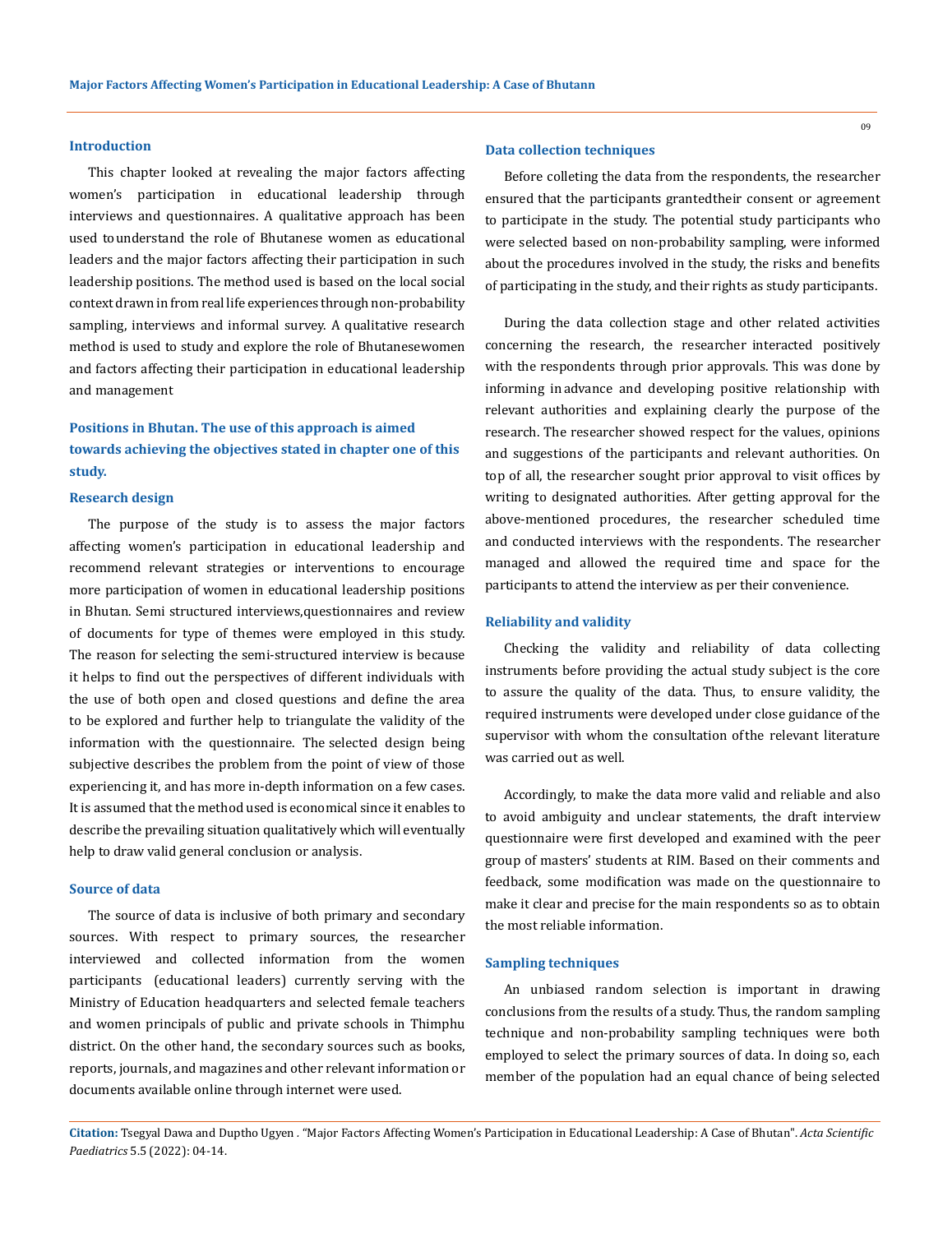## Introduction

This chapter looked at revealing the major factors affecting women's participation in educational leadership through interviews and questionnaires. A qualitative approach has been used to understand the role of Bhutanese women as educational leaders and the major factors affecting their participation in such leadership positions. The method used is based on the local social context drawn in from real life experiences through non-probability sampling, interviews and informal survey. A qualitative research method is used to study and explore the role of Bhutanesewomen and factors affecting their participation in educational leadership and management

## Positions in Bhutan. The use of this approach is aimed towards achieving the objectives stated in chapter one of this study.

### Research design

The purpose of the study is to assess the major factors affecting women's participation in educational leadership and recommend relevant strategies or interventions to encourage more participation of women in educational leadership positions in Bhutan. Semi structured interviews,questionnaires and review of documents for type of themes were employed in this study. The reason for selecting the semi-structured interview is because it helps to find out the perspectives of different individuals with the use of both open and closed questions and define the area to be explored and further help to triangulate the validity of the information with the questionnaire. The selected design being subjective describes the problem from the point of view of those experiencing it, and has more in-depth information on a few cases. It is assumed that the method used is economical since it enables to describe the prevailing situation qualitatively which will eventually help to draw valid general conclusion or analysis.

### Source of data

The source of data is inclusive of both primary and secondary sources. With respect to primary sources, the researcher interviewed and collected information from the women participants (educational leaders) currently serving with the Ministry of Education headquarters and selected female teachers and women principals of public and private schools in Thimphu district. On the other hand, the secondary sources such as books, reports, journals, and magazines and other relevant information or documents available online through internet were used.

### Data collection techniques

Before colleting the data from the respondents, the researcher ensured that the participants grantedtheir consent or agreement to participate in the study. The potential study participants who were selected based on non-probability sampling, were informed about the procedures involved in the study, the risks and benefits of participating in the study, and their rights as study participants.

During the data collection stage and other related activities concerning the research, the researcher interacted positively with the respondents through prior approvals. This was done by informing in advance and developing positive relationship with relevant authorities and explaining clearly the purpose of the research. The researcher showed respect for the values, opinions and suggestions of the participants and relevant authorities. On top of all, the researcher sought prior approval to visit offices by writing to designated authorities. After getting approval for the above-mentioned procedures, the researcher scheduled time and conducted interviews with the respondents. The researcher managed and allowed the required time and space for the participants to attend the interview as per their convenience.

### Reliability and validity

Checking the validity and reliability of data collecting instruments before providing the actual study subject is the core to assure the quality of the data. Thus, to ensure validity, the required instruments were developed under close guidance of the supervisor with whom the consultation ofthe relevant literature was carried out as well.

Accordingly, to make the data more valid and reliable and also to avoid ambiguity and unclear statements, the draft interview questionnaire were first developed and examined with the peer group of masters' students at RIM. Based on their comments and feedback, some modification was made on the questionnaire to make it clear and precise for the main respondents so as to obtain the most reliable information.

### Sampling techniques

An unbiased random selection is important in drawing conclusions from the results of a study. Thus, the random sampling technique and non-probability sampling techniques were both employed to select the primary sources of data. In doing so, each member of the population had an equal chance of being selected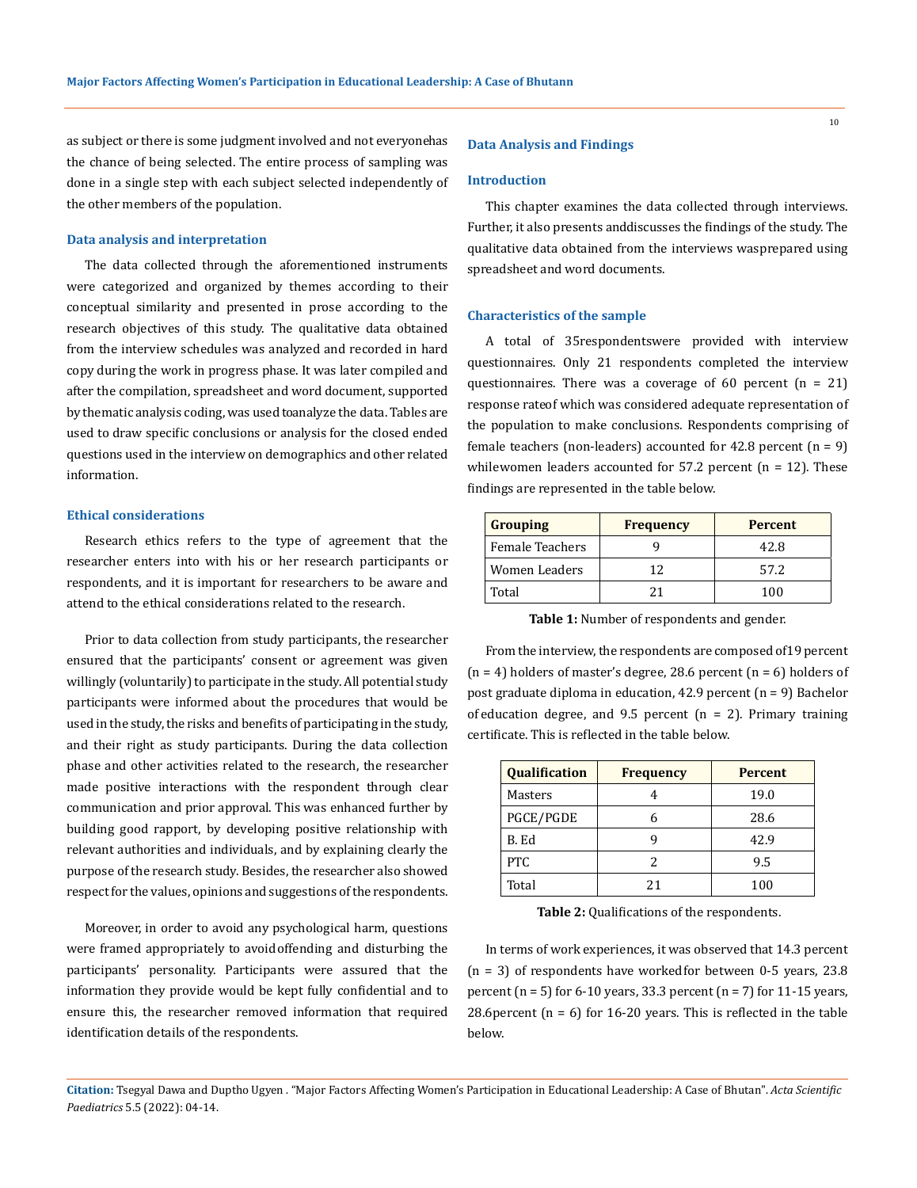as subject or there is some judgment involved and not everyonehas the chance of being selected. The entire process of sampling was done in a single step with each subject selected independently of the other members of the population.

### Data analysis and interpretation

The data collected through the aforementioned instruments were categorized and organized by themes according to their conceptual similarity and presented in prose according to the research objectives of this study. The qualitative data obtained from the interview schedules was analyzed and recorded in hard copy during the work in progress phase. It was later compiled and after the compilation, spreadsheet and word document, supported by thematic analysis coding, was used toanalyze the data. Tables are used to draw specific conclusions or analysis for the closed ended questions used in the interview on demographics and other related information.

### Ethical considerations

Research ethics refers to the type of agreement that the researcher enters into with his or her research participants or respondents, and it is important for researchers to be aware and attend to the ethical considerations related to the research.

Prior to data collection from study participants, the researcher ensured that the participants' consent or agreement was given willingly (voluntarily) to participate in the study. All potential study participants were informed about the procedures that would be used in the study, the risks and benefits of participating in the study, and their right as study participants. During the data collection phase and other activities related to the research, the researcher made positive interactions with the respondent through clear communication and prior approval. This was enhanced further by building good rapport, by developing positive relationship with relevant authorities and individuals, and by explaining clearly the purpose of the research study. Besides, the researcher also showed respect for the values, opinions and suggestions of the respondents.

Moreover, in order to avoid any psychological harm, questions were framed appropriately to avoidoffending and disturbing the participants' personality. Participants were assured that the information they provide would be kept fully confidential and to ensure this, the researcher removed information that required identification details of the respondents.

## Data Analysis and Findings

### Introduction

This chapter examines the data collected through interviews. Further, it also presents anddiscusses the findings of the study. The qualitative data obtained from the interviews wasprepared using spreadsheet and word documents.

### Characteristics of the sample

A total of 35respondentswere provided with interview questionnaires. Only 21 respondents completed the interview questionnaires. There was a coverage of 60 percent (n = 21) response rateof which was considered adequate representation of the population to make conclusions. Respondents comprising of female teachers (non-leaders) accounted for 42.8 percent (n = 9) whilewomen leaders accounted for 57.2 percent (n = 12). These findings are represented in the table below.

| Grouping | Frequency | Percent |
|---|---|---|
| Female Teachers | 9 | 42.8 |
| Women Leaders | 12 | 57.2 |
| Total | 21 | 100 |

**Table 1:** Number of respondents and gender.

From the interview, the respondents are composed of19 percent (n = 4) holders of master's degree, 28.6 percent (n = 6) holders of post graduate diploma in education, 42.9 percent (n = 9) Bachelor of education degree, and 9.5 percent (n = 2). Primary training certificate. This is reflected in the table below.

| Qualification | Frequency | Percent |
|---|---|---|
| Masters | 4 | 19.0 |
| PGCE/PGDE | 6 | 28.6 |
| B. Ed | 9 | 42.9 |
| PTC | 2 | 9.5 |
| Total | 21 | 100 |

**Table 2:** Qualifications of the respondents.

In terms of work experiences, it was observed that 14.3 percent (n = 3) of respondents have workedfor between 0-5 years, 23.8 percent (n = 5) for 6-10 years, 33.3 percent (n = 7) for 11-15 years, 28.6percent (n = 6) for 16-20 years. This is reflected in the table below.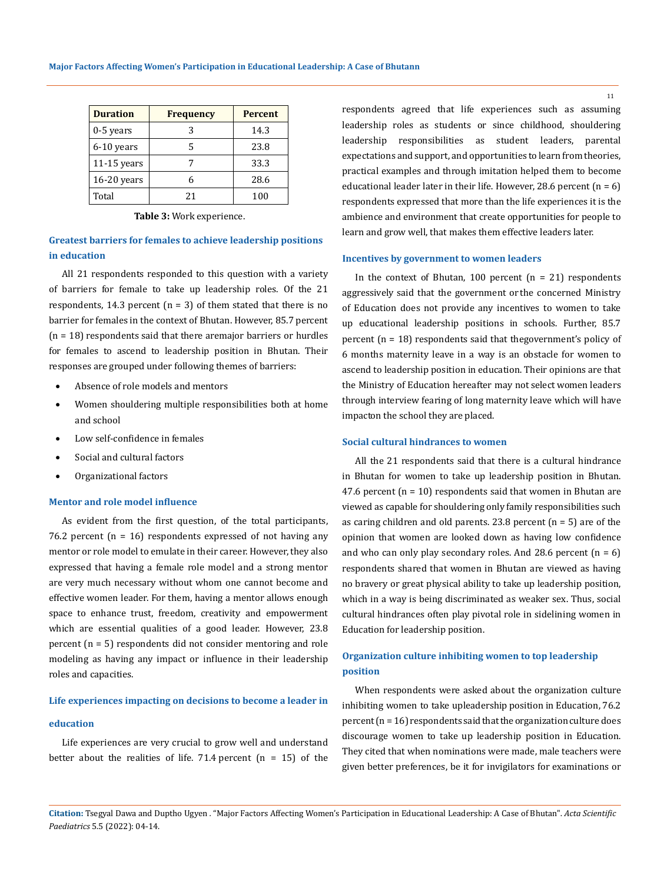| Duration | Frequency | Percent |
|---|---|---|
| 0-5 years | 3 | 14.3 |
| 6-10 years | 5 | 23.8 |
| 11-15 years | 7 | 33.3 |
| 16-20 years | 6 | 28.6 |
| Total | 21 | 100 |

**Table 3:** Work experience.

### Greatest barriers for females to achieve leadership positions in education

All 21 respondents responded to this question with a variety of barriers for female to take up leadership roles. Of the 21 respondents, 14.3 percent (n = 3) of them stated that there is no barrier for females in the context of Bhutan. However, 85.7 percent (n = 18) respondents said that there aremajor barriers or hurdles for females to ascend to leadership position in Bhutan. Their responses are grouped under following themes of barriers:

- Absence of role models and mentors
- Women shouldering multiple responsibilities both at home and school
- Low self-confidence in females
- Social and cultural factors
- Organizational factors

### Mentor and role model influence

As evident from the first question, of the total participants, 76.2 percent (n = 16) respondents expressed of not having any mentor or role model to emulate in their career. However, they also expressed that having a female role model and a strong mentor are very much necessary without whom one cannot become and effective women leader. For them, having a mentor allows enough space to enhance trust, freedom, creativity and empowerment which are essential qualities of a good leader. However, 23.8 percent (n = 5) respondents did not consider mentoring and role modeling as having any impact or influence in their leadership roles and capacities.

### Life experiences impacting on decisions to become a leader in education

Life experiences are very crucial to grow well and understand better about the realities of life. 71.4 percent (n = 15) of the respondents agreed that life experiences such as assuming leadership roles as students or since childhood, shouldering leadership responsibilities as student leaders, parental expectations and support, and opportunities to learn from theories, practical examples and through imitation helped them to become educational leader later in their life. However, 28.6 percent (n = 6) respondents expressed that more than the life experiences it is the ambience and environment that create opportunities for people to learn and grow well, that makes them effective leaders later.

### Incentives by government to women leaders

In the context of Bhutan, 100 percent (n = 21) respondents aggressively said that the government orthe concerned Ministry of Education does not provide any incentives to women to take up educational leadership positions in schools. Further, 85.7 percent (n = 18) respondents said that thegovernment's policy of 6 months maternity leave in a way is an obstacle for women to ascend to leadership position in education. Their opinions are that the Ministry of Education hereafter may not select women leaders through interview fearing of long maternity leave which will have impacton the school they are placed.

### Social cultural hindrances to women

All the 21 respondents said that there is a cultural hindrance in Bhutan for women to take up leadership position in Bhutan. 47.6 percent (n = 10) respondents said that women in Bhutan are viewed as capable for shouldering only family responsibilities such as caring children and old parents. 23.8 percent (n = 5) are of the opinion that women are looked down as having low confidence and who can only play secondary roles. And 28.6 percent (n = 6) respondents shared that women in Bhutan are viewed as having no bravery or great physical ability to take up leadership position, which in a way is being discriminated as weaker sex. Thus, social cultural hindrances often play pivotal role in sidelining women in Education for leadership position.

### Organization culture inhibiting women to top leadership position

When respondents were asked about the organization culture inhibiting women to take upleadership position in Education, 76.2 percent (n = 16) respondents said that the organization culture does discourage women to take up leadership position in Education. They cited that when nominations were made, male teachers were given better preferences, be it for invigilators for examinations or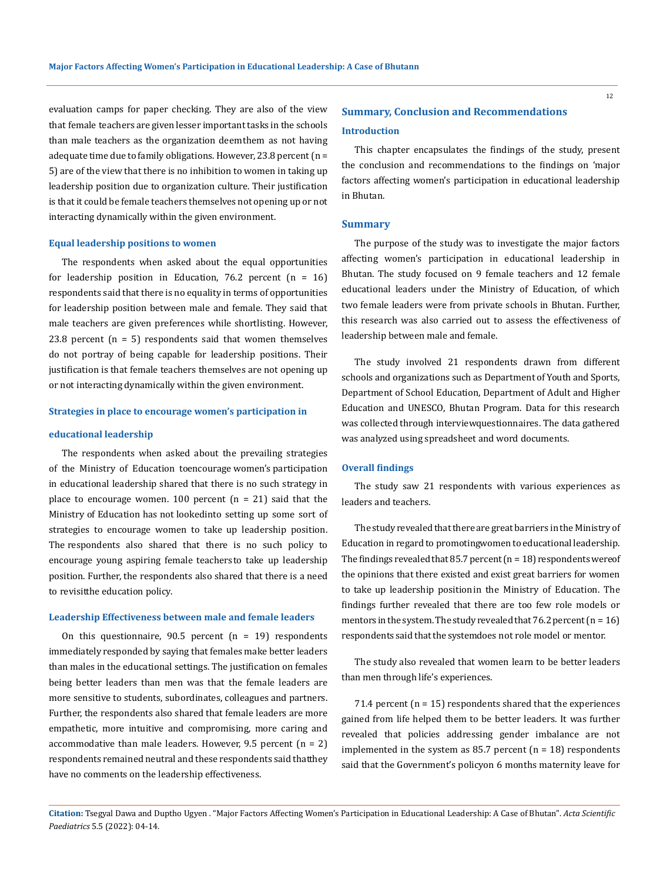evaluation camps for paper checking. They are also of the view that female teachers are given lesser important tasks in the schools than male teachers as the organization deemthem as not having adequate time due to family obligations. However, 23.8 percent (n = 5) are of the view that there is no inhibition to women in taking up leadership position due to organization culture. Their justification is that it could be female teachers themselves not opening up or not interacting dynamically within the given environment.

### Equal leadership positions to women

The respondents when asked about the equal opportunities for leadership position in Education, 76.2 percent (n = 16) respondents said that there is no equality in terms of opportunities for leadership position between male and female. They said that male teachers are given preferences while shortlisting. However, 23.8 percent (n = 5) respondents said that women themselves do not portray of being capable for leadership positions. Their justification is that female teachers themselves are not opening up or not interacting dynamically within the given environment.

### Strategies in place to encourage women's participation in educational leadership

The respondents when asked about the prevailing strategies of the Ministry of Education toencourage women's participation in educational leadership shared that there is no such strategy in place to encourage women. 100 percent (n = 21) said that the Ministry of Education has not lookedinto setting up some sort of strategies to encourage women to take up leadership position. The respondents also shared that there is no such policy to encourage young aspiring female teachersto take up leadership position. Further, the respondents also shared that there is a need to revisitthe education policy.

### Leadership Effectiveness between male and female leaders

On this questionnaire, 90.5 percent (n = 19) respondents immediately responded by saying that females make better leaders than males in the educational settings. The justification on females being better leaders than men was that the female leaders are more sensitive to students, subordinates, colleagues and partners. Further, the respondents also shared that female leaders are more empathetic, more intuitive and compromising, more caring and accommodative than male leaders. However, 9.5 percent (n = 2) respondents remained neutral and these respondents said thatthey have no comments on the leadership effectiveness.

## Summary, Conclusion and Recommendations

### Introduction

This chapter encapsulates the findings of the study, present the conclusion and recommendations to the findings on 'major factors affecting women's participation in educational leadership in Bhutan.

### Summary

The purpose of the study was to investigate the major factors affecting women's participation in educational leadership in Bhutan. The study focused on 9 female teachers and 12 female educational leaders under the Ministry of Education, of which two female leaders were from private schools in Bhutan. Further, this research was also carried out to assess the effectiveness of leadership between male and female.

The study involved 21 respondents drawn from different schools and organizations such as Department of Youth and Sports, Department of School Education, Department of Adult and Higher Education and UNESCO, Bhutan Program. Data for this research was collected through interviewquestionnaires. The data gathered was analyzed using spreadsheet and word documents.

### Overall findings

The study saw 21 respondents with various experiences as leaders and teachers.

The study revealed that there are great barriers in the Ministry of Education in regard to promotingwomen to educational leadership. The findings revealed that 85.7 percent (n = 18) respondents wereof the opinions that there existed and exist great barriers for women to take up leadership positionin the Ministry of Education. The findings further revealed that there are too few role models or mentors in the system. The study revealed that 76.2 percent (n = 16) respondents said that the systemdoes not role model or mentor.

The study also revealed that women learn to be better leaders than men through life's experiences.

71.4 percent (n = 15) respondents shared that the experiences gained from life helped them to be better leaders. It was further revealed that policies addressing gender imbalance are not implemented in the system as 85.7 percent (n = 18) respondents said that the Government's policyon 6 months maternity leave for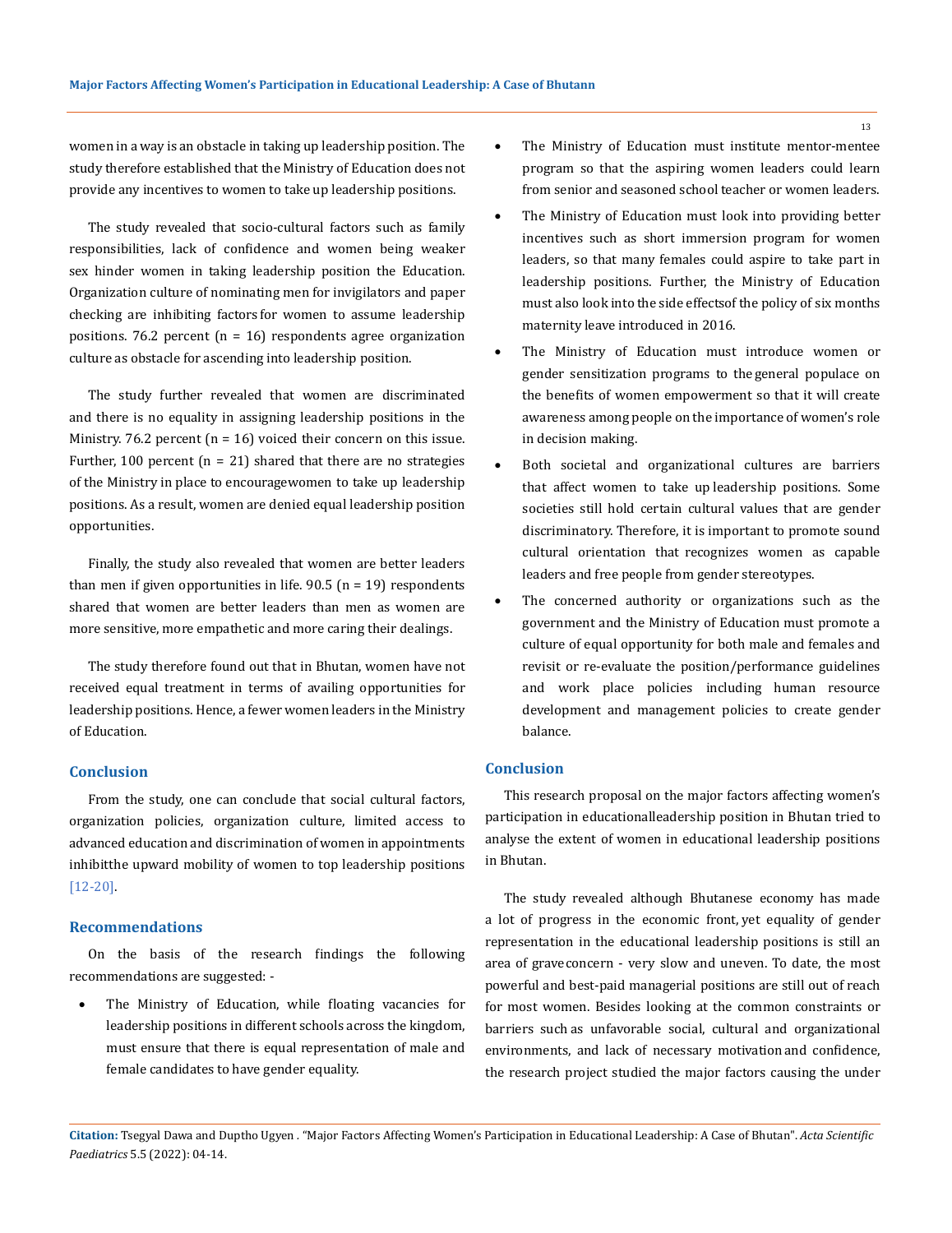women in a way is an obstacle in taking up leadership position. The study therefore established that the Ministry of Education does not provide any incentives to women to take up leadership positions.

The study revealed that socio-cultural factors such as family responsibilities, lack of confidence and women being weaker sex hinder women in taking leadership position the Education. Organization culture of nominating men for invigilators and paper checking are inhibiting factors for women to assume leadership positions. 76.2 percent (n = 16) respondents agree organization culture as obstacle for ascending into leadership position.

The study further revealed that women are discriminated and there is no equality in assigning leadership positions in the Ministry. 76.2 percent (n = 16) voiced their concern on this issue. Further, 100 percent (n = 21) shared that there are no strategies of the Ministry in place to encouragewomen to take up leadership positions. As a result, women are denied equal leadership position opportunities.

Finally, the study also revealed that women are better leaders than men if given opportunities in life. 90.5 (n = 19) respondents shared that women are better leaders than men as women are more sensitive, more empathetic and more caring their dealings.

The study therefore found out that in Bhutan, women have not received equal treatment in terms of availing opportunities for leadership positions. Hence, a fewer women leaders in the Ministry of Education.

## Conclusion

From the study, one can conclude that social cultural factors, organization policies, organization culture, limited access to advanced education and discrimination of women in appointments inhibitthe upward mobility of women to top leadership positions [12-20].

## Recommendations

On the basis of the research findings the following recommendations are suggested: -

- The Ministry of Education, while floating vacancies for leadership positions in different schools across the kingdom, must ensure that there is equal representation of male and female candidates to have gender equality.
- The Ministry of Education must institute mentor-mentee program so that the aspiring women leaders could learn from senior and seasoned school teacher or women leaders.
- The Ministry of Education must look into providing better incentives such as short immersion program for women leaders, so that many females could aspire to take part in leadership positions. Further, the Ministry of Education must also look into the side effectsof the policy of six months maternity leave introduced in 2016.
- The Ministry of Education must introduce women or gender sensitization programs to the general populace on the benefits of women empowerment so that it will create awareness among people on the importance of women's role in decision making.
- Both societal and organizational cultures are barriers that affect women to take up leadership positions. Some societies still hold certain cultural values that are gender discriminatory. Therefore, it is important to promote sound cultural orientation that recognizes women as capable leaders and free people from gender stereotypes.
- The concerned authority or organizations such as the government and the Ministry of Education must promote a culture of equal opportunity for both male and females and revisit or re-evaluate the position/performance guidelines and work place policies including human resource development and management policies to create gender balance.

## Conclusion

This research proposal on the major factors affecting women's participation in educationalleadership position in Bhutan tried to analyse the extent of women in educational leadership positions in Bhutan.

The study revealed although Bhutanese economy has made a lot of progress in the economic front, yet equality of gender representation in the educational leadership positions is still an area of graveconcern - very slow and uneven. To date, the most powerful and best-paid managerial positions are still out of reach for most women. Besides looking at the common constraints or barriers such as unfavorable social, cultural and organizational environments, and lack of necessary motivation and confidence, the research project studied the major factors causing the under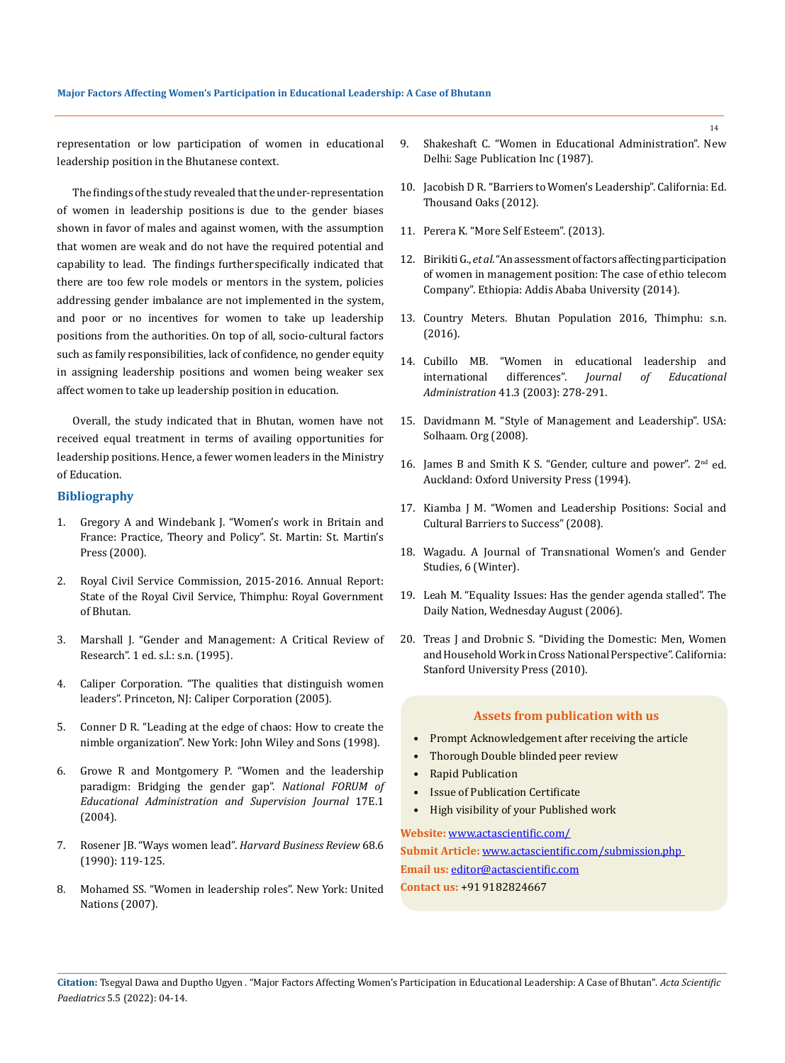representation or low participation of women in educational leadership position in the Bhutanese context.

The findings of the study revealed that the under-representation of women in leadership positions is due to the gender biases shown in favor of males and against women, with the assumption that women are weak and do not have the required potential and capability to lead. The findings further specifically indicated that there are too few role models or mentors in the system, policies addressing gender imbalance are not implemented in the system, and poor or no incentives for women to take up leadership positions from the authorities. On top of all, socio-cultural factors such as family responsibilities, lack of confidence, no gender equity in assigning leadership positions and women being weaker sex affect women to take up leadership position in education.

Overall, the study indicated that in Bhutan, women have not received equal treatment in terms of availing opportunities for leadership positions. Hence, a fewer women leaders in the Ministry of Education.

## Bibliography

1. Gregory A and Windebank J. "Women's work in Britain and France: Practice, Theory and Policy". St. Martin: St. Martin's Press (2000).
2. Royal Civil Service Commission, 2015-2016. Annual Report: State of the Royal Civil Service, Thimphu: Royal Government of Bhutan.
3. Marshall J. "Gender and Management: A Critical Review of Research". 1 ed. s.l.: s.n. (1995).
4. Caliper Corporation. "The qualities that distinguish women leaders". Princeton, NJ: Caliper Corporation (2005).
5. Conner D R. "Leading at the edge of chaos: How to create the nimble organization". New York: John Wiley and Sons (1998).
6. Growe R and Montgomery P. "Women and the leadership paradigm: Bridging the gender gap". *National FORUM of Educational Administration and Supervision Journal* 17E.1 (2004).
7. Rosener JB. "Ways women lead". *Harvard Business Review* 68.6 (1990): 119-125.
8. Mohamed SS. "Women in leadership roles". New York: United Nations (2007).
9. Shakeshaft C. "Women in Educational Administration". New Delhi: Sage Publication Inc (1987).
10. Jacobish D R. "Barriers to Women's Leadership". California: Ed. Thousand Oaks (2012).
11. Perera K. "More Self Esteem". (2013).
12. Birikiti G., *et al*. "An assessment of factors affecting participation of women in management position: The case of ethio telecom Company". Ethiopia: Addis Ababa University (2014).
13. Country Meters. Bhutan Population 2016, Thimphu: s.n. (2016).
14. Cubillo MB. "Women in educational leadership and international differences". *Journal of Educational Administration* 41.3 (2003): 278-291.
15. Davidmann M. "Style of Management and Leadership". USA: Solhaam. Org (2008).
16. James B and Smith K S. "Gender, culture and power". 2nd ed. Auckland: Oxford University Press (1994).
17. Kiamba J M. "Women and Leadership Positions: Social and Cultural Barriers to Success" (2008).
18. Wagadu. A Journal of Transnational Women's and Gender Studies, 6 (Winter).
19. Leah M. "Equality Issues: Has the gender agenda stalled". The Daily Nation, Wednesday August (2006).
20. Treas J and Drobnic S. "Dividing the Domestic: Men, Women and Household Work in Cross National Perspective". California: Stanford University Press (2010).

**Assets from publication with us**

- Prompt Acknowledgement after receiving the article
- Thorough Double blinded peer review
- Rapid Publication
- Issue of Publication Certificate
- High visibility of your Published work

**Website:** www.actascientific.com/
**Submit Article:** www.actascientific.com/submission.php
**Email us:** editor@actascientific.com
**Contact us:** +91 9182824667